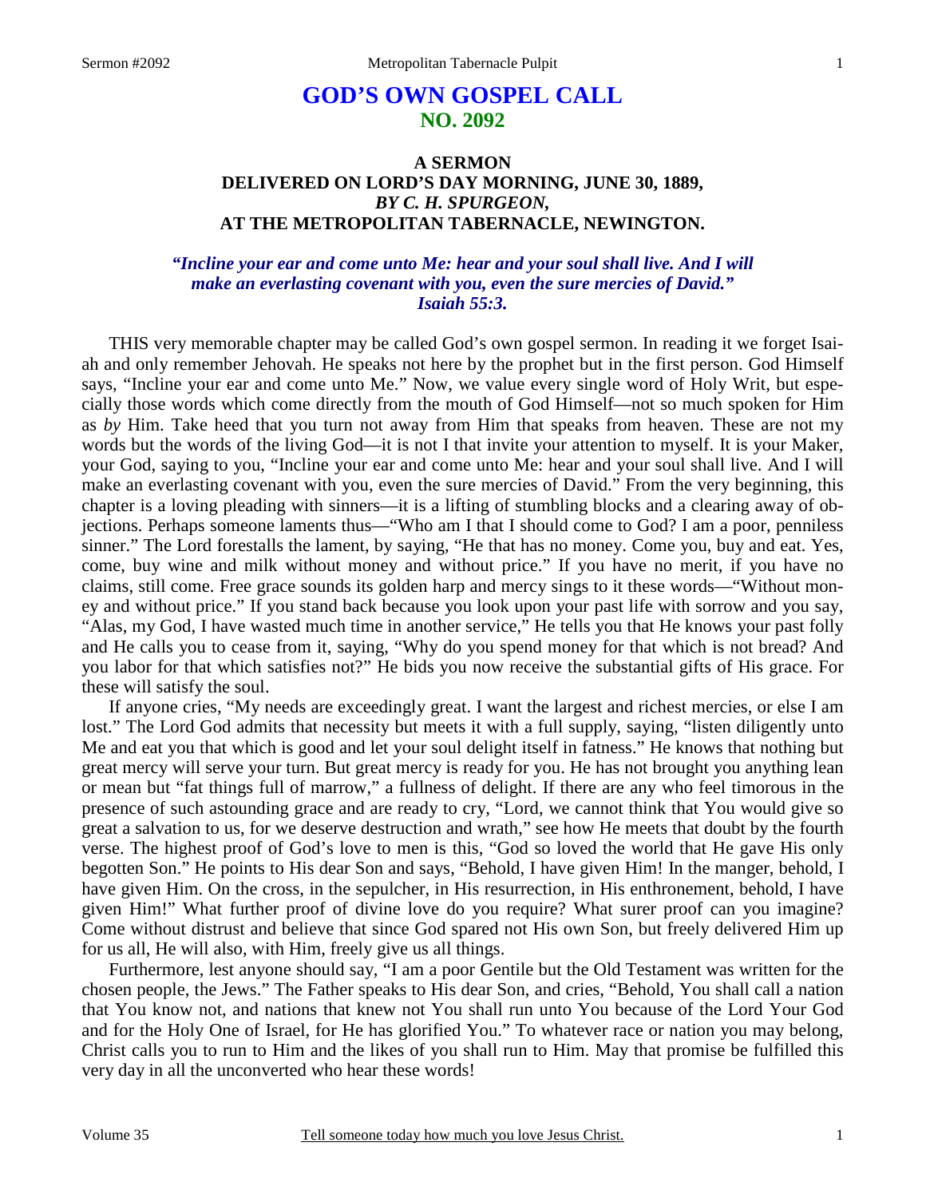# GOD'S OWN GOSPEL CALL
## NO. 2092

### A SERMON
### DELIVERED ON LORD'S DAY MORNING, JUNE 30, 1889,
### *BY C. H. SPURGEON,*
### AT THE METROPOLITAN TABERNACLE, NEWINGTON.

***"Incline your ear and come unto Me: hear and your soul shall live. And I will make an everlasting covenant with you, even the sure mercies of David." Isaiah 55:3.***

THIS very memorable chapter may be called God's own gospel sermon. In reading it we forget Isaiah and only remember Jehovah. He speaks not here by the prophet but in the first person. God Himself says, "Incline your ear and come unto Me." Now, we value every single word of Holy Writ, but especially those words which come directly from the mouth of God Himself—not so much spoken for Him as *by* Him. Take heed that you turn not away from Him that speaks from heaven. These are not my words but the words of the living God—it is not I that invite your attention to myself. It is your Maker, your God, saying to you, "Incline your ear and come unto Me: hear and your soul shall live. And I will make an everlasting covenant with you, even the sure mercies of David." From the very beginning, this chapter is a loving pleading with sinners—it is a lifting of stumbling blocks and a clearing away of objections. Perhaps someone laments thus—"Who am I that I should come to God? I am a poor, penniless sinner." The Lord forestalls the lament, by saying, "He that has no money. Come you, buy and eat. Yes, come, buy wine and milk without money and without price." If you have no merit, if you have no claims, still come. Free grace sounds its golden harp and mercy sings to it these words—"Without money and without price." If you stand back because you look upon your past life with sorrow and you say, "Alas, my God, I have wasted much time in another service," He tells you that He knows your past folly and He calls you to cease from it, saying, "Why do you spend money for that which is not bread? And you labor for that which satisfies not?" He bids you now receive the substantial gifts of His grace. For these will satisfy the soul.

If anyone cries, "My needs are exceedingly great. I want the largest and richest mercies, or else I am lost." The Lord God admits that necessity but meets it with a full supply, saying, "listen diligently unto Me and eat you that which is good and let your soul delight itself in fatness." He knows that nothing but great mercy will serve your turn. But great mercy is ready for you. He has not brought you anything lean or mean but "fat things full of marrow," a fullness of delight. If there are any who feel timorous in the presence of such astounding grace and are ready to cry, "Lord, we cannot think that You would give so great a salvation to us, for we deserve destruction and wrath," see how He meets that doubt by the fourth verse. The highest proof of God's love to men is this, "God so loved the world that He gave His only begotten Son." He points to His dear Son and says, "Behold, I have given Him! In the manger, behold, I have given Him. On the cross, in the sepulcher, in His resurrection, in His enthronement, behold, I have given Him!" What further proof of divine love do you require? What surer proof can you imagine? Come without distrust and believe that since God spared not His own Son, but freely delivered Him up for us all, He will also, with Him, freely give us all things.

Furthermore, lest anyone should say, "I am a poor Gentile but the Old Testament was written for the chosen people, the Jews." The Father speaks to His dear Son, and cries, "Behold, You shall call a nation that You know not, and nations that knew not You shall run unto You because of the Lord Your God and for the Holy One of Israel, for He has glorified You." To whatever race or nation you may belong, Christ calls you to run to Him and the likes of you shall run to Him. May that promise be fulfilled this very day in all the unconverted who hear these words!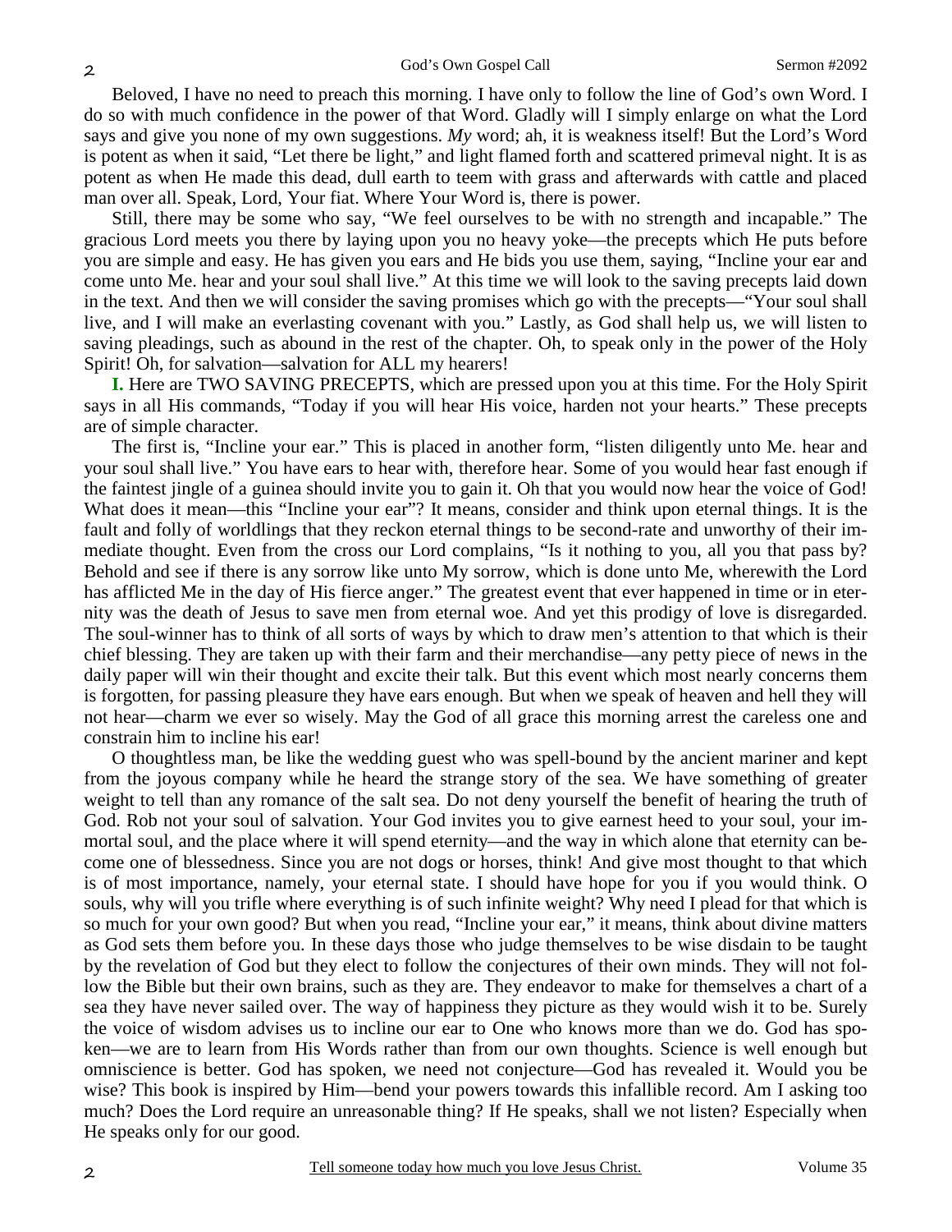Beloved, I have no need to preach this morning. I have only to follow the line of God's own Word. I do so with much confidence in the power of that Word. Gladly will I simply enlarge on what the Lord says and give you none of my own suggestions. *My* word; ah, it is weakness itself! But the Lord's Word is potent as when it said, "Let there be light," and light flamed forth and scattered primeval night. It is as potent as when He made this dead, dull earth to teem with grass and afterwards with cattle and placed man over all. Speak, Lord, Your fiat. Where Your Word is, there is power.

Still, there may be some who say, "We feel ourselves to be with no strength and incapable." The gracious Lord meets you there by laying upon you no heavy yoke—the precepts which He puts before you are simple and easy. He has given you ears and He bids you use them, saying, "Incline your ear and come unto Me. hear and your soul shall live." At this time we will look to the saving precepts laid down in the text. And then we will consider the saving promises which go with the precepts—"Your soul shall live, and I will make an everlasting covenant with you." Lastly, as God shall help us, we will listen to saving pleadings, such as abound in the rest of the chapter. Oh, to speak only in the power of the Holy Spirit! Oh, for salvation—salvation for ALL my hearers!

**I.** Here are TWO SAVING PRECEPTS, which are pressed upon you at this time. For the Holy Spirit says in all His commands, "Today if you will hear His voice, harden not your hearts." These precepts are of simple character.

The first is, "Incline your ear." This is placed in another form, "listen diligently unto Me. hear and your soul shall live." You have ears to hear with, therefore hear. Some of you would hear fast enough if the faintest jingle of a guinea should invite you to gain it. Oh that you would now hear the voice of God! What does it mean—this "Incline your ear"? It means, consider and think upon eternal things. It is the fault and folly of worldlings that they reckon eternal things to be second-rate and unworthy of their immediate thought. Even from the cross our Lord complains, "Is it nothing to you, all you that pass by? Behold and see if there is any sorrow like unto My sorrow, which is done unto Me, wherewith the Lord has afflicted Me in the day of His fierce anger." The greatest event that ever happened in time or in eternity was the death of Jesus to save men from eternal woe. And yet this prodigy of love is disregarded. The soul-winner has to think of all sorts of ways by which to draw men's attention to that which is their chief blessing. They are taken up with their farm and their merchandise—any petty piece of news in the daily paper will win their thought and excite their talk. But this event which most nearly concerns them is forgotten, for passing pleasure they have ears enough. But when we speak of heaven and hell they will not hear—charm we ever so wisely. May the God of all grace this morning arrest the careless one and constrain him to incline his ear!

O thoughtless man, be like the wedding guest who was spell-bound by the ancient mariner and kept from the joyous company while he heard the strange story of the sea. We have something of greater weight to tell than any romance of the salt sea. Do not deny yourself the benefit of hearing the truth of God. Rob not your soul of salvation. Your God invites you to give earnest heed to your soul, your immortal soul, and the place where it will spend eternity—and the way in which alone that eternity can become one of blessedness. Since you are not dogs or horses, think! And give most thought to that which is of most importance, namely, your eternal state. I should have hope for you if you would think. O souls, why will you trifle where everything is of such infinite weight? Why need I plead for that which is so much for your own good? But when you read, "Incline your ear," it means, think about divine matters as God sets them before you. In these days those who judge themselves to be wise disdain to be taught by the revelation of God but they elect to follow the conjectures of their own minds. They will not follow the Bible but their own brains, such as they are. They endeavor to make for themselves a chart of a sea they have never sailed over. The way of happiness they picture as they would wish it to be. Surely the voice of wisdom advises us to incline our ear to One who knows more than we do. God has spoken—we are to learn from His Words rather than from our own thoughts. Science is well enough but omniscience is better. God has spoken, we need not conjecture—God has revealed it. Would you be wise? This book is inspired by Him—bend your powers towards this infallible record. Am I asking too much? Does the Lord require an unreasonable thing? If He speaks, shall we not listen? Especially when He speaks only for our good.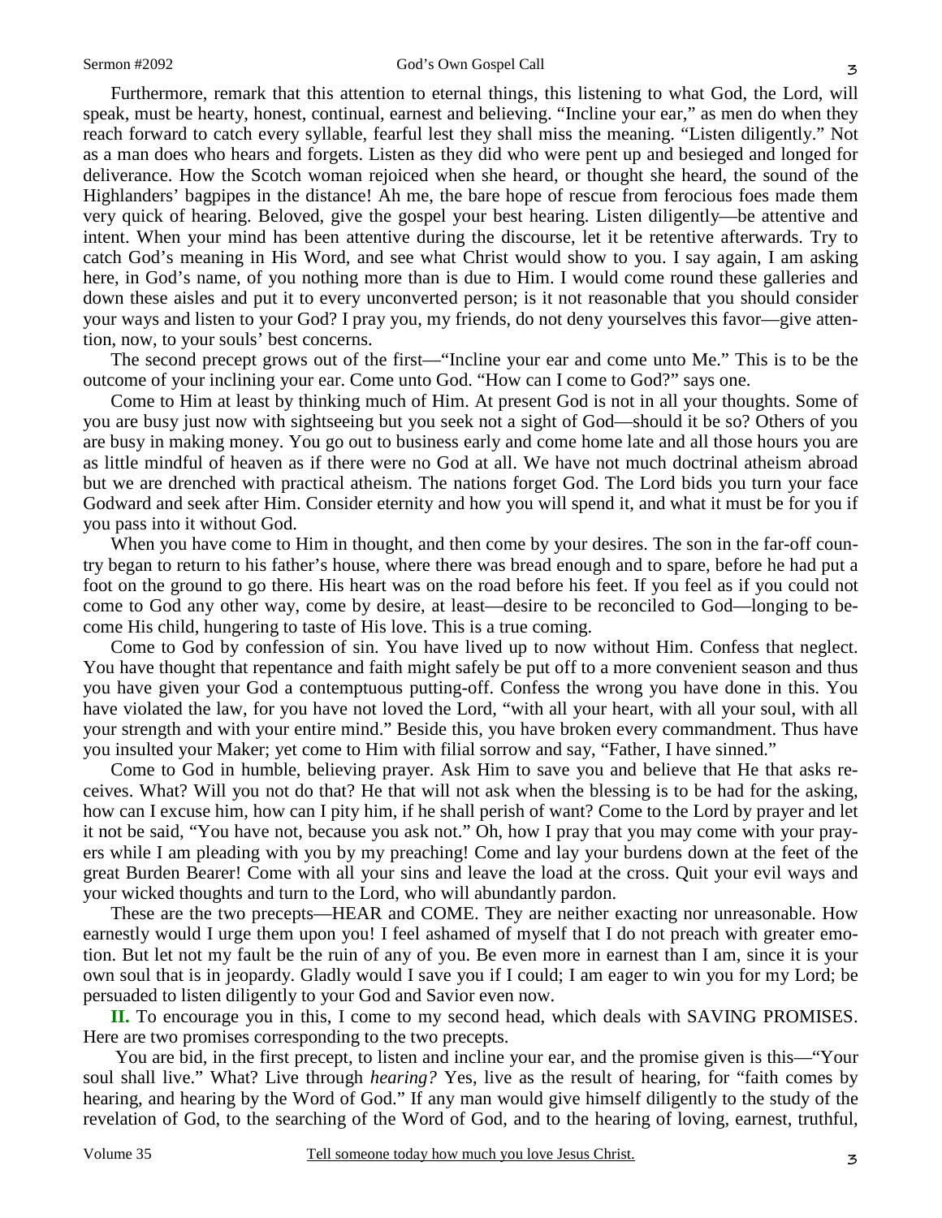Furthermore, remark that this attention to eternal things, this listening to what God, the Lord, will speak, must be hearty, honest, continual, earnest and believing. "Incline your ear," as men do when they reach forward to catch every syllable, fearful lest they shall miss the meaning. "Listen diligently." Not as a man does who hears and forgets. Listen as they did who were pent up and besieged and longed for deliverance. How the Scotch woman rejoiced when she heard, or thought she heard, the sound of the Highlanders' bagpipes in the distance! Ah me, the bare hope of rescue from ferocious foes made them very quick of hearing. Beloved, give the gospel your best hearing. Listen diligently—be attentive and intent. When your mind has been attentive during the discourse, let it be retentive afterwards. Try to catch God's meaning in His Word, and see what Christ would show to you. I say again, I am asking here, in God's name, of you nothing more than is due to Him. I would come round these galleries and down these aisles and put it to every unconverted person; is it not reasonable that you should consider your ways and listen to your God? I pray you, my friends, do not deny yourselves this favor—give attention, now, to your souls' best concerns.

The second precept grows out of the first—"Incline your ear and come unto Me." This is to be the outcome of your inclining your ear. Come unto God. "How can I come to God?" says one.

Come to Him at least by thinking much of Him. At present God is not in all your thoughts. Some of you are busy just now with sightseeing but you seek not a sight of God—should it be so? Others of you are busy in making money. You go out to business early and come home late and all those hours you are as little mindful of heaven as if there were no God at all. We have not much doctrinal atheism abroad but we are drenched with practical atheism. The nations forget God. The Lord bids you turn your face Godward and seek after Him. Consider eternity and how you will spend it, and what it must be for you if you pass into it without God.

When you have come to Him in thought, and then come by your desires. The son in the far-off country began to return to his father's house, where there was bread enough and to spare, before he had put a foot on the ground to go there. His heart was on the road before his feet. If you feel as if you could not come to God any other way, come by desire, at least—desire to be reconciled to God—longing to become His child, hungering to taste of His love. This is a true coming.

Come to God by confession of sin. You have lived up to now without Him. Confess that neglect. You have thought that repentance and faith might safely be put off to a more convenient season and thus you have given your God a contemptuous putting-off. Confess the wrong you have done in this. You have violated the law, for you have not loved the Lord, "with all your heart, with all your soul, with all your strength and with your entire mind." Beside this, you have broken every commandment. Thus have you insulted your Maker; yet come to Him with filial sorrow and say, "Father, I have sinned."

Come to God in humble, believing prayer. Ask Him to save you and believe that He that asks receives. What? Will you not do that? He that will not ask when the blessing is to be had for the asking, how can I excuse him, how can I pity him, if he shall perish of want? Come to the Lord by prayer and let it not be said, "You have not, because you ask not." Oh, how I pray that you may come with your prayers while I am pleading with you by my preaching! Come and lay your burdens down at the feet of the great Burden Bearer! Come with all your sins and leave the load at the cross. Quit your evil ways and your wicked thoughts and turn to the Lord, who will abundantly pardon.

These are the two precepts—HEAR and COME. They are neither exacting nor unreasonable. How earnestly would I urge them upon you! I feel ashamed of myself that I do not preach with greater emotion. But let not my fault be the ruin of any of you. Be even more in earnest than I am, since it is your own soul that is in jeopardy. Gladly would I save you if I could; I am eager to win you for my Lord; be persuaded to listen diligently to your God and Savior even now.

**II.** To encourage you in this, I come to my second head, which deals with SAVING PROMISES. Here are two promises corresponding to the two precepts.

You are bid, in the first precept, to listen and incline your ear, and the promise given is this—"Your soul shall live." What? Live through *hearing?* Yes, live as the result of hearing, for "faith comes by hearing, and hearing by the Word of God." If any man would give himself diligently to the study of the revelation of God, to the searching of the Word of God, and to the hearing of loving, earnest, truthful,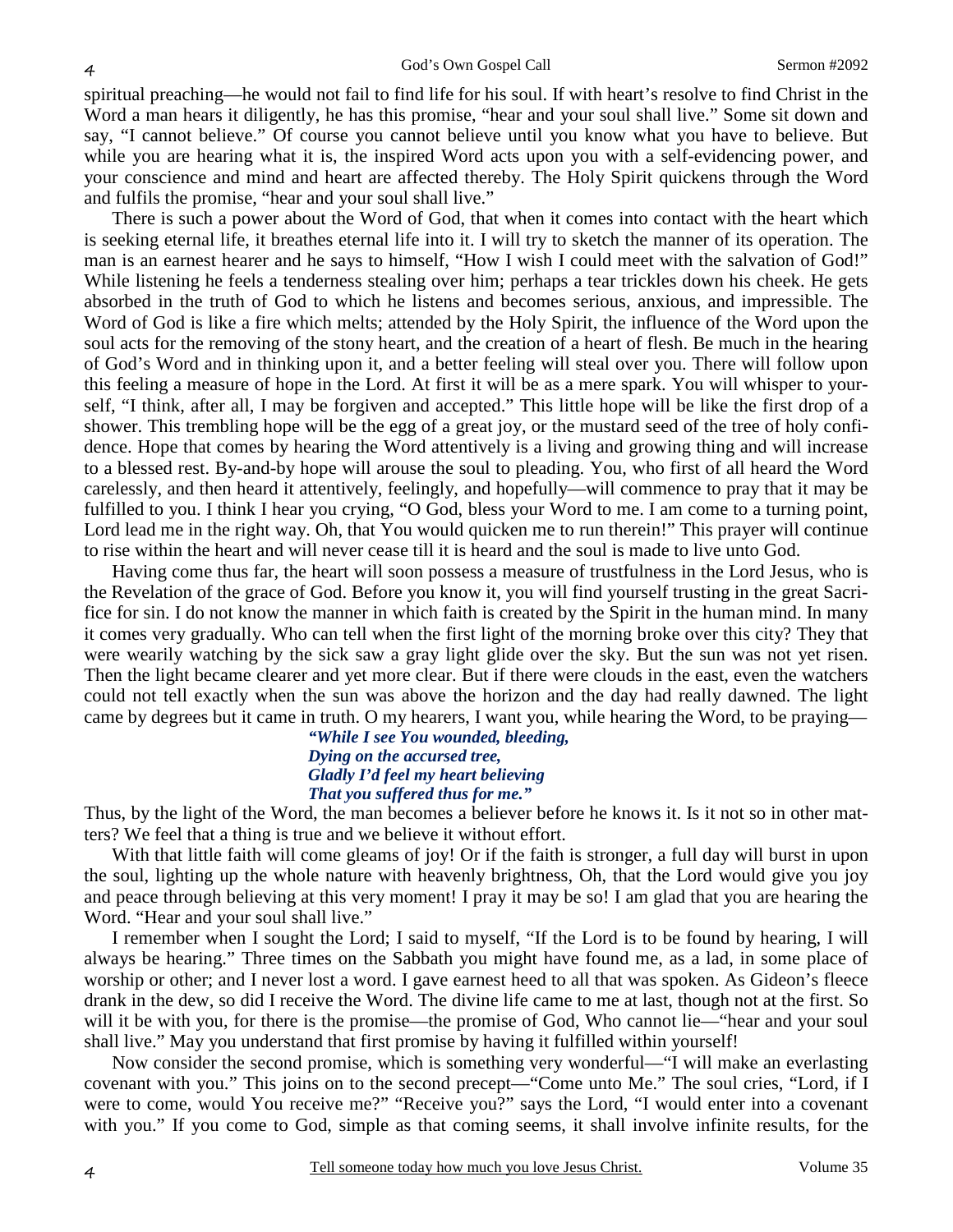spiritual preaching—he would not fail to find life for his soul. If with heart's resolve to find Christ in the Word a man hears it diligently, he has this promise, "hear and your soul shall live." Some sit down and say, "I cannot believe." Of course you cannot believe until you know what you have to believe. But while you are hearing what it is, the inspired Word acts upon you with a self-evidencing power, and your conscience and mind and heart are affected thereby. The Holy Spirit quickens through the Word and fulfils the promise, "hear and your soul shall live."

There is such a power about the Word of God, that when it comes into contact with the heart which is seeking eternal life, it breathes eternal life into it. I will try to sketch the manner of its operation. The man is an earnest hearer and he says to himself, "How I wish I could meet with the salvation of God!" While listening he feels a tenderness stealing over him; perhaps a tear trickles down his cheek. He gets absorbed in the truth of God to which he listens and becomes serious, anxious, and impressible. The Word of God is like a fire which melts; attended by the Holy Spirit, the influence of the Word upon the soul acts for the removing of the stony heart, and the creation of a heart of flesh. Be much in the hearing of God's Word and in thinking upon it, and a better feeling will steal over you. There will follow upon this feeling a measure of hope in the Lord. At first it will be as a mere spark. You will whisper to yourself, "I think, after all, I may be forgiven and accepted." This little hope will be like the first drop of a shower. This trembling hope will be the egg of a great joy, or the mustard seed of the tree of holy confidence. Hope that comes by hearing the Word attentively is a living and growing thing and will increase to a blessed rest. By-and-by hope will arouse the soul to pleading. You, who first of all heard the Word carelessly, and then heard it attentively, feelingly, and hopefully—will commence to pray that it may be fulfilled to you. I think I hear you crying, "O God, bless your Word to me. I am come to a turning point, Lord lead me in the right way. Oh, that You would quicken me to run therein!" This prayer will continue to rise within the heart and will never cease till it is heard and the soul is made to live unto God.

Having come thus far, the heart will soon possess a measure of trustfulness in the Lord Jesus, who is the Revelation of the grace of God. Before you know it, you will find yourself trusting in the great Sacrifice for sin. I do not know the manner in which faith is created by the Spirit in the human mind. In many it comes very gradually. Who can tell when the first light of the morning broke over this city? They that were wearily watching by the sick saw a gray light glide over the sky. But the sun was not yet risen. Then the light became clearer and yet more clear. But if there were clouds in the east, even the watchers could not tell exactly when the sun was above the horizon and the day had really dawned. The light came by degrees but it came in truth. O my hearers, I want you, while hearing the Word, to be praying—

> ***"While I see You wounded, bleeding,***
> ***Dying on the accursed tree,***
> ***Gladly I'd feel my heart believing***
> ***That you suffered thus for me."***

Thus, by the light of the Word, the man becomes a believer before he knows it. Is it not so in other matters? We feel that a thing is true and we believe it without effort.

With that little faith will come gleams of joy! Or if the faith is stronger, a full day will burst in upon the soul, lighting up the whole nature with heavenly brightness, Oh, that the Lord would give you joy and peace through believing at this very moment! I pray it may be so! I am glad that you are hearing the Word. "Hear and your soul shall live."

I remember when I sought the Lord; I said to myself, "If the Lord is to be found by hearing, I will always be hearing." Three times on the Sabbath you might have found me, as a lad, in some place of worship or other; and I never lost a word. I gave earnest heed to all that was spoken. As Gideon's fleece drank in the dew, so did I receive the Word. The divine life came to me at last, though not at the first. So will it be with you, for there is the promise—the promise of God, Who cannot lie—"hear and your soul shall live." May you understand that first promise by having it fulfilled within yourself!

Now consider the second promise, which is something very wonderful—"I will make an everlasting covenant with you." This joins on to the second precept—"Come unto Me." The soul cries, "Lord, if I were to come, would You receive me?" "Receive you?" says the Lord, "I would enter into a covenant with you." If you come to God, simple as that coming seems, it shall involve infinite results, for the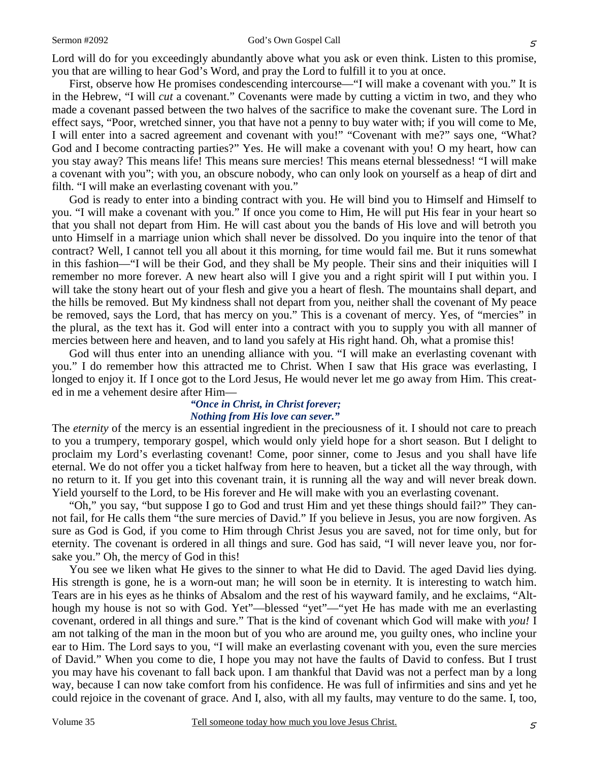Lord will do for you exceedingly abundantly above what you ask or even think. Listen to this promise, you that are willing to hear God's Word, and pray the Lord to fulfill it to you at once.

First, observe how He promises condescending intercourse—"I will make a covenant with you." It is in the Hebrew, "I will *cut* a covenant." Covenants were made by cutting a victim in two, and they who made a covenant passed between the two halves of the sacrifice to make the covenant sure. The Lord in effect says, "Poor, wretched sinner, you that have not a penny to buy water with; if you will come to Me, I will enter into a sacred agreement and covenant with you!" "Covenant with me?" says one, "What? God and I become contracting parties?" Yes. He will make a covenant with you! O my heart, how can you stay away? This means life! This means sure mercies! This means eternal blessedness! "I will make a covenant with you"; with you, an obscure nobody, who can only look on yourself as a heap of dirt and filth. "I will make an everlasting covenant with you."

God is ready to enter into a binding contract with you. He will bind you to Himself and Himself to you. "I will make a covenant with you." If once you come to Him, He will put His fear in your heart so that you shall not depart from Him. He will cast about you the bands of His love and will betroth you unto Himself in a marriage union which shall never be dissolved. Do you inquire into the tenor of that contract? Well, I cannot tell you all about it this morning, for time would fail me. But it runs somewhat in this fashion—"I will be their God, and they shall be My people. Their sins and their iniquities will I remember no more forever. A new heart also will I give you and a right spirit will I put within you. I will take the stony heart out of your flesh and give you a heart of flesh. The mountains shall depart, and the hills be removed. But My kindness shall not depart from you, neither shall the covenant of My peace be removed, says the Lord, that has mercy on you." This is a covenant of mercy. Yes, of "mercies" in the plural, as the text has it. God will enter into a contract with you to supply you with all manner of mercies between here and heaven, and to land you safely at His right hand. Oh, what a promise this!

God will thus enter into an unending alliance with you. "I will make an everlasting covenant with you." I do remember how this attracted me to Christ. When I saw that His grace was everlasting, I longed to enjoy it. If I once got to the Lord Jesus, He would never let me go away from Him. This created in me a vehement desire after Him—

*"Once in Christ, in Christ forever;*
*Nothing from His love can sever."*

The *eternity* of the mercy is an essential ingredient in the preciousness of it. I should not care to preach to you a trumpery, temporary gospel, which would only yield hope for a short season. But I delight to proclaim my Lord's everlasting covenant! Come, poor sinner, come to Jesus and you shall have life eternal. We do not offer you a ticket halfway from here to heaven, but a ticket all the way through, with no return to it. If you get into this covenant train, it is running all the way and will never break down. Yield yourself to the Lord, to be His forever and He will make with you an everlasting covenant.

"Oh," you say, "but suppose I go to God and trust Him and yet these things should fail?" They cannot fail, for He calls them "the sure mercies of David." If you believe in Jesus, you are now forgiven. As sure as God is God, if you come to Him through Christ Jesus you are saved, not for time only, but for eternity. The covenant is ordered in all things and sure. God has said, "I will never leave you, nor forsake you." Oh, the mercy of God in this!

You see we liken what He gives to the sinner to what He did to David. The aged David lies dying. His strength is gone, he is a worn-out man; he will soon be in eternity. It is interesting to watch him. Tears are in his eyes as he thinks of Absalom and the rest of his wayward family, and he exclaims, "Although my house is not so with God. Yet"—blessed "yet"—"yet He has made with me an everlasting covenant, ordered in all things and sure." That is the kind of covenant which God will make with *you!* I am not talking of the man in the moon but of you who are around me, you guilty ones, who incline your ear to Him. The Lord says to you, "I will make an everlasting covenant with you, even the sure mercies of David." When you come to die, I hope you may not have the faults of David to confess. But I trust you may have his covenant to fall back upon. I am thankful that David was not a perfect man by a long way, because I can now take comfort from his confidence. He was full of infirmities and sins and yet he could rejoice in the covenant of grace. And I, also, with all my faults, may venture to do the same. I, too,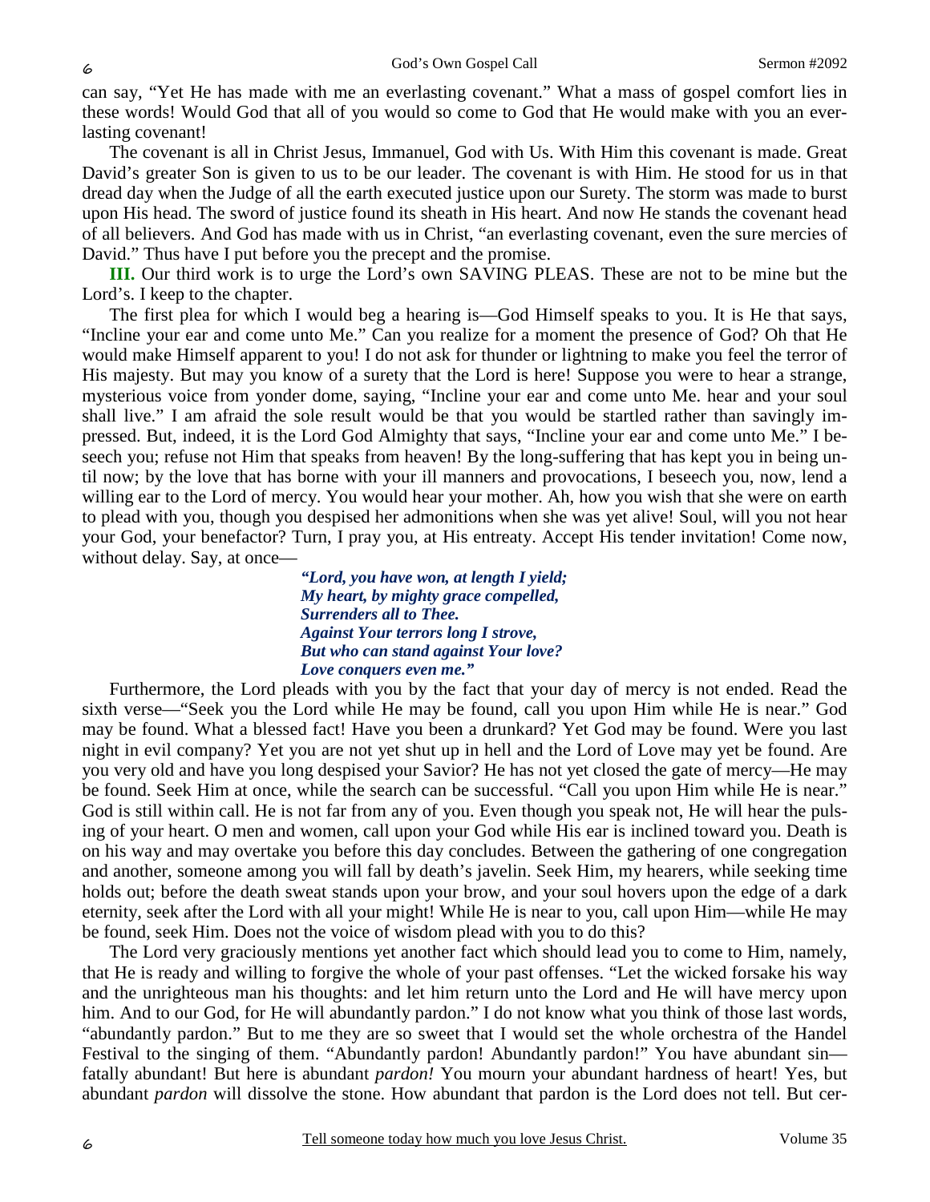can say, "Yet He has made with me an everlasting covenant." What a mass of gospel comfort lies in these words! Would God that all of you would so come to God that He would make with you an everlasting covenant!

The covenant is all in Christ Jesus, Immanuel, God with Us. With Him this covenant is made. Great David's greater Son is given to us to be our leader. The covenant is with Him. He stood for us in that dread day when the Judge of all the earth executed justice upon our Surety. The storm was made to burst upon His head. The sword of justice found its sheath in His heart. And now He stands the covenant head of all believers. And God has made with us in Christ, "an everlasting covenant, even the sure mercies of David." Thus have I put before you the precept and the promise.

**III.** Our third work is to urge the Lord's own SAVING PLEAS. These are not to be mine but the Lord's. I keep to the chapter.

The first plea for which I would beg a hearing is—God Himself speaks to you. It is He that says, "Incline your ear and come unto Me." Can you realize for a moment the presence of God? Oh that He would make Himself apparent to you! I do not ask for thunder or lightning to make you feel the terror of His majesty. But may you know of a surety that the Lord is here! Suppose you were to hear a strange, mysterious voice from yonder dome, saying, "Incline your ear and come unto Me. hear and your soul shall live." I am afraid the sole result would be that you would be startled rather than savingly impressed. But, indeed, it is the Lord God Almighty that says, "Incline your ear and come unto Me." I beseech you; refuse not Him that speaks from heaven! By the long-suffering that has kept you in being until now; by the love that has borne with your ill manners and provocations, I beseech you, now, lend a willing ear to the Lord of mercy. You would hear your mother. Ah, how you wish that she were on earth to plead with you, though you despised her admonitions when she was yet alive! Soul, will you not hear your God, your benefactor? Turn, I pray you, at His entreaty. Accept His tender invitation! Come now, without delay. Say, at once—

> *"Lord, you have won, at length I yield;*
> *My heart, by mighty grace compelled,*
> *Surrenders all to Thee.*
> *Against Your terrors long I strove,*
> *But who can stand against Your love?*
> *Love conquers even me."*

Furthermore, the Lord pleads with you by the fact that your day of mercy is not ended. Read the sixth verse—"Seek you the Lord while He may be found, call you upon Him while He is near." God may be found. What a blessed fact! Have you been a drunkard? Yet God may be found. Were you last night in evil company? Yet you are not yet shut up in hell and the Lord of Love may yet be found. Are you very old and have you long despised your Savior? He has not yet closed the gate of mercy—He may be found. Seek Him at once, while the search can be successful. "Call you upon Him while He is near." God is still within call. He is not far from any of you. Even though you speak not, He will hear the pulsing of your heart. O men and women, call upon your God while His ear is inclined toward you. Death is on his way and may overtake you before this day concludes. Between the gathering of one congregation and another, someone among you will fall by death's javelin. Seek Him, my hearers, while seeking time holds out; before the death sweat stands upon your brow, and your soul hovers upon the edge of a dark eternity, seek after the Lord with all your might! While He is near to you, call upon Him—while He may be found, seek Him. Does not the voice of wisdom plead with you to do this?

The Lord very graciously mentions yet another fact which should lead you to come to Him, namely, that He is ready and willing to forgive the whole of your past offenses. "Let the wicked forsake his way and the unrighteous man his thoughts: and let him return unto the Lord and He will have mercy upon him. And to our God, for He will abundantly pardon." I do not know what you think of those last words, "abundantly pardon." But to me they are so sweet that I would set the whole orchestra of the Handel Festival to the singing of them. "Abundantly pardon! Abundantly pardon!" You have abundant sin—fatally abundant! But here is abundant *pardon!* You mourn your abundant hardness of heart! Yes, but abundant *pardon* will dissolve the stone. How abundant that pardon is the Lord does not tell. But cer-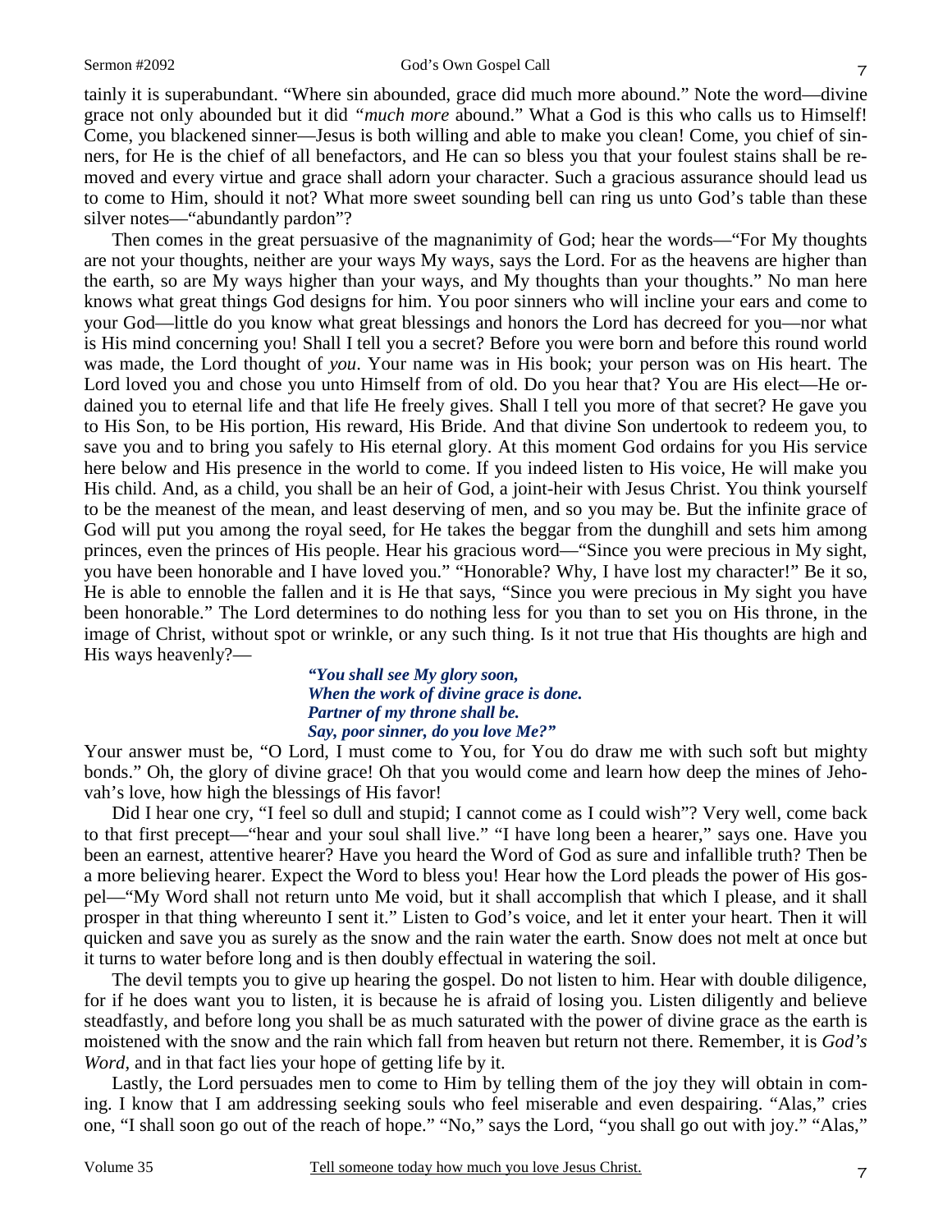tainly it is superabundant. "Where sin abounded, grace did much more abound." Note the word—divine grace not only abounded but it did *"much more* abound." What a God is this who calls us to Himself! Come, you blackened sinner—Jesus is both willing and able to make you clean! Come, you chief of sinners, for He is the chief of all benefactors, and He can so bless you that your foulest stains shall be removed and every virtue and grace shall adorn your character. Such a gracious assurance should lead us to come to Him, should it not? What more sweet sounding bell can ring us unto God's table than these silver notes—"abundantly pardon"?

Then comes in the great persuasive of the magnanimity of God; hear the words—"For My thoughts are not your thoughts, neither are your ways My ways, says the Lord. For as the heavens are higher than the earth, so are My ways higher than your ways, and My thoughts than your thoughts." No man here knows what great things God designs for him. You poor sinners who will incline your ears and come to your God—little do you know what great blessings and honors the Lord has decreed for you—nor what is His mind concerning you! Shall I tell you a secret? Before you were born and before this round world was made, the Lord thought of *you*. Your name was in His book; your person was on His heart. The Lord loved you and chose you unto Himself from of old. Do you hear that? You are His elect—He ordained you to eternal life and that life He freely gives. Shall I tell you more of that secret? He gave you to His Son, to be His portion, His reward, His Bride. And that divine Son undertook to redeem you, to save you and to bring you safely to His eternal glory. At this moment God ordains for you His service here below and His presence in the world to come. If you indeed listen to His voice, He will make you His child. And, as a child, you shall be an heir of God, a joint-heir with Jesus Christ. You think yourself to be the meanest of the mean, and least deserving of men, and so you may be. But the infinite grace of God will put you among the royal seed, for He takes the beggar from the dunghill and sets him among princes, even the princes of His people. Hear his gracious word—"Since you were precious in My sight, you have been honorable and I have loved you." "Honorable? Why, I have lost my character!" Be it so, He is able to ennoble the fallen and it is He that says, "Since you were precious in My sight you have been honorable." The Lord determines to do nothing less for you than to set you on His throne, in the image of Christ, without spot or wrinkle, or any such thing. Is it not true that His thoughts are high and His ways heavenly?—

> ***"You shall see My glory soon,***
> ***When the work of divine grace is done.***
> ***Partner of my throne shall be.***
> ***Say, poor sinner, do you love Me?"***

Your answer must be, "O Lord, I must come to You, for You do draw me with such soft but mighty bonds." Oh, the glory of divine grace! Oh that you would come and learn how deep the mines of Jehovah's love, how high the blessings of His favor!

Did I hear one cry, "I feel so dull and stupid; I cannot come as I could wish"? Very well, come back to that first precept—"hear and your soul shall live." "I have long been a hearer," says one. Have you been an earnest, attentive hearer? Have you heard the Word of God as sure and infallible truth? Then be a more believing hearer. Expect the Word to bless you! Hear how the Lord pleads the power of His gospel—"My Word shall not return unto Me void, but it shall accomplish that which I please, and it shall prosper in that thing whereunto I sent it." Listen to God's voice, and let it enter your heart. Then it will quicken and save you as surely as the snow and the rain water the earth. Snow does not melt at once but it turns to water before long and is then doubly effectual in watering the soil.

The devil tempts you to give up hearing the gospel. Do not listen to him. Hear with double diligence, for if he does want you to listen, it is because he is afraid of losing you. Listen diligently and believe steadfastly, and before long you shall be as much saturated with the power of divine grace as the earth is moistened with the snow and the rain which fall from heaven but return not there. Remember, it is *God's Word*, and in that fact lies your hope of getting life by it.

Lastly, the Lord persuades men to come to Him by telling them of the joy they will obtain in coming. I know that I am addressing seeking souls who feel miserable and even despairing. "Alas," cries one, "I shall soon go out of the reach of hope." "No," says the Lord, "you shall go out with joy." "Alas,"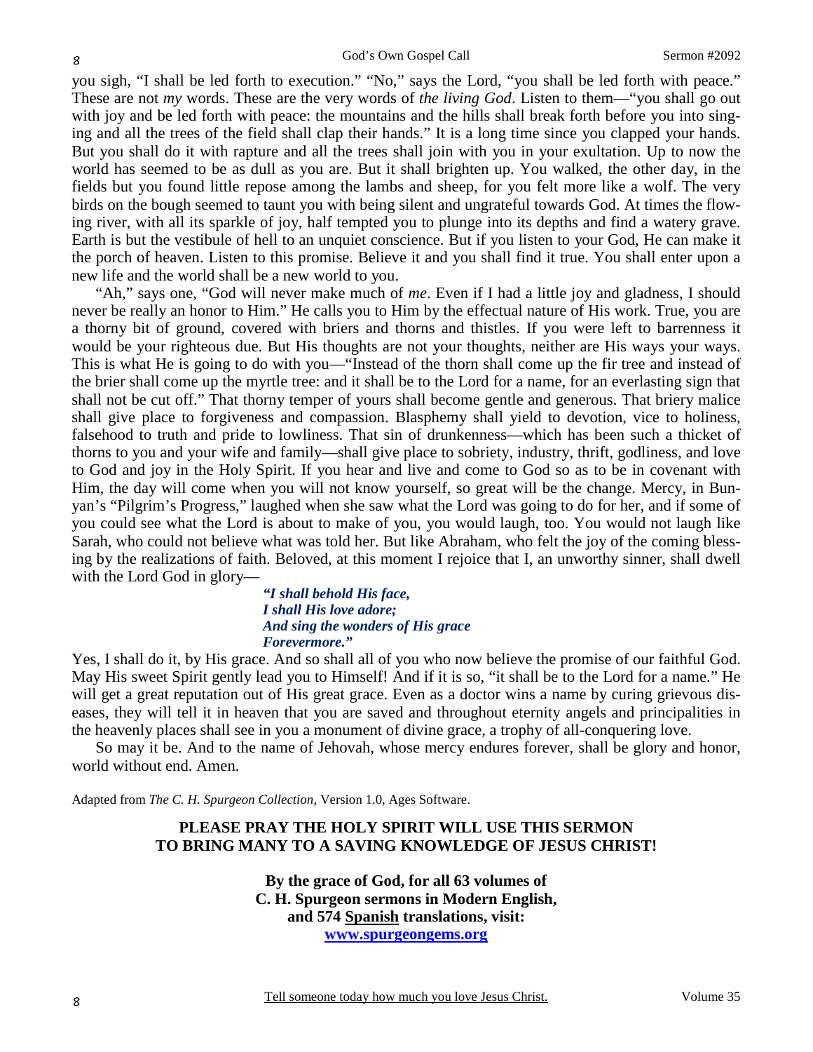you sigh, "I shall be led forth to execution." "No," says the Lord, "you shall be led forth with peace." These are not *my* words. These are the very words of *the living God*. Listen to them—"you shall go out with joy and be led forth with peace: the mountains and the hills shall break forth before you into singing and all the trees of the field shall clap their hands." It is a long time since you clapped your hands. But you shall do it with rapture and all the trees shall join with you in your exultation. Up to now the world has seemed to be as dull as you are. But it shall brighten up. You walked, the other day, in the fields but you found little repose among the lambs and sheep, for you felt more like a wolf. The very birds on the bough seemed to taunt you with being silent and ungrateful towards God. At times the flowing river, with all its sparkle of joy, half tempted you to plunge into its depths and find a watery grave. Earth is but the vestibule of hell to an unquiet conscience. But if you listen to your God, He can make it the porch of heaven. Listen to this promise. Believe it and you shall find it true. You shall enter upon a new life and the world shall be a new world to you.

"Ah," says one, "God will never make much of *me*. Even if I had a little joy and gladness, I should never be really an honor to Him." He calls you to Him by the effectual nature of His work. True, you are a thorny bit of ground, covered with briers and thorns and thistles. If you were left to barrenness it would be your righteous due. But His thoughts are not your thoughts, neither are His ways your ways. This is what He is going to do with you—"Instead of the thorn shall come up the fir tree and instead of the brier shall come up the myrtle tree: and it shall be to the Lord for a name, for an everlasting sign that shall not be cut off." That thorny temper of yours shall become gentle and generous. That briery malice shall give place to forgiveness and compassion. Blasphemy shall yield to devotion, vice to holiness, falsehood to truth and pride to lowliness. That sin of drunkenness—which has been such a thicket of thorns to you and your wife and family—shall give place to sobriety, industry, thrift, godliness, and love to God and joy in the Holy Spirit. If you hear and live and come to God so as to be in covenant with Him, the day will come when you will not know yourself, so great will be the change. Mercy, in Bunyan's "Pilgrim's Progress," laughed when she saw what the Lord was going to do for her, and if some of you could see what the Lord is about to make of you, you would laugh, too. You would not laugh like Sarah, who could not believe what was told her. But like Abraham, who felt the joy of the coming blessing by the realizations of faith. Beloved, at this moment I rejoice that I, an unworthy sinner, shall dwell with the Lord God in glory—

> ***"I shall behold His face,***
> ***I shall His love adore;***
> ***And sing the wonders of His grace***
> ***Forevermore."***

Yes, I shall do it, by His grace. And so shall all of you who now believe the promise of our faithful God. May His sweet Spirit gently lead you to Himself! And if it is so, "it shall be to the Lord for a name." He will get a great reputation out of His great grace. Even as a doctor wins a name by curing grievous diseases, they will tell it in heaven that you are saved and throughout eternity angels and principalities in the heavenly places shall see in you a monument of divine grace, a trophy of all-conquering love.

So may it be. And to the name of Jehovah, whose mercy endures forever, shall be glory and honor, world without end. Amen.

Adapted from *The C. H. Spurgeon Collection*, Version 1.0, Ages Software.

**PLEASE PRAY THE HOLY SPIRIT WILL USE THIS SERMON TO BRING MANY TO A SAVING KNOWLEDGE OF JESUS CHRIST!**

**By the grace of God, for all 63 volumes of C. H. Spurgeon sermons in Modern English, and 574 Spanish translations, visit: www.spurgeongems.org**

Tell someone today how much you love Jesus Christ.